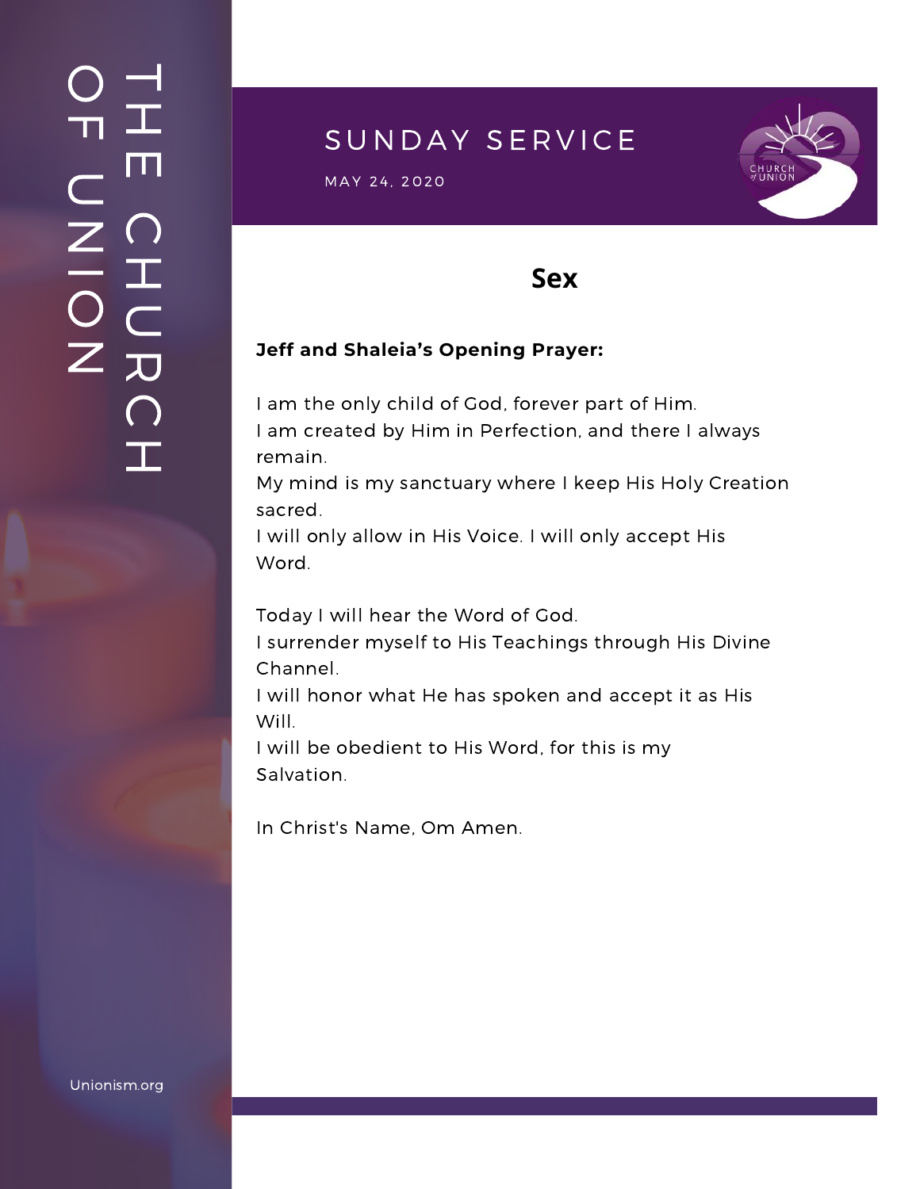# SUNDAY SERVICE

MAY 24, 2020

## Sex

**Jeff and Shaleia's Opening Prayer:**

I am the only child of God, forever part of Him.
I am created by Him in Perfection, and there I always remain.
My mind is my sanctuary where I keep His Holy Creation sacred.
I will only allow in His Voice. I will only accept His Word.

Today I will hear the Word of God.
I surrender myself to His Teachings through His Divine Channel.
I will honor what He has spoken and accept it as His Will.
I will be obedient to His Word, for this is my Salvation.

In Christ's Name, Om Amen.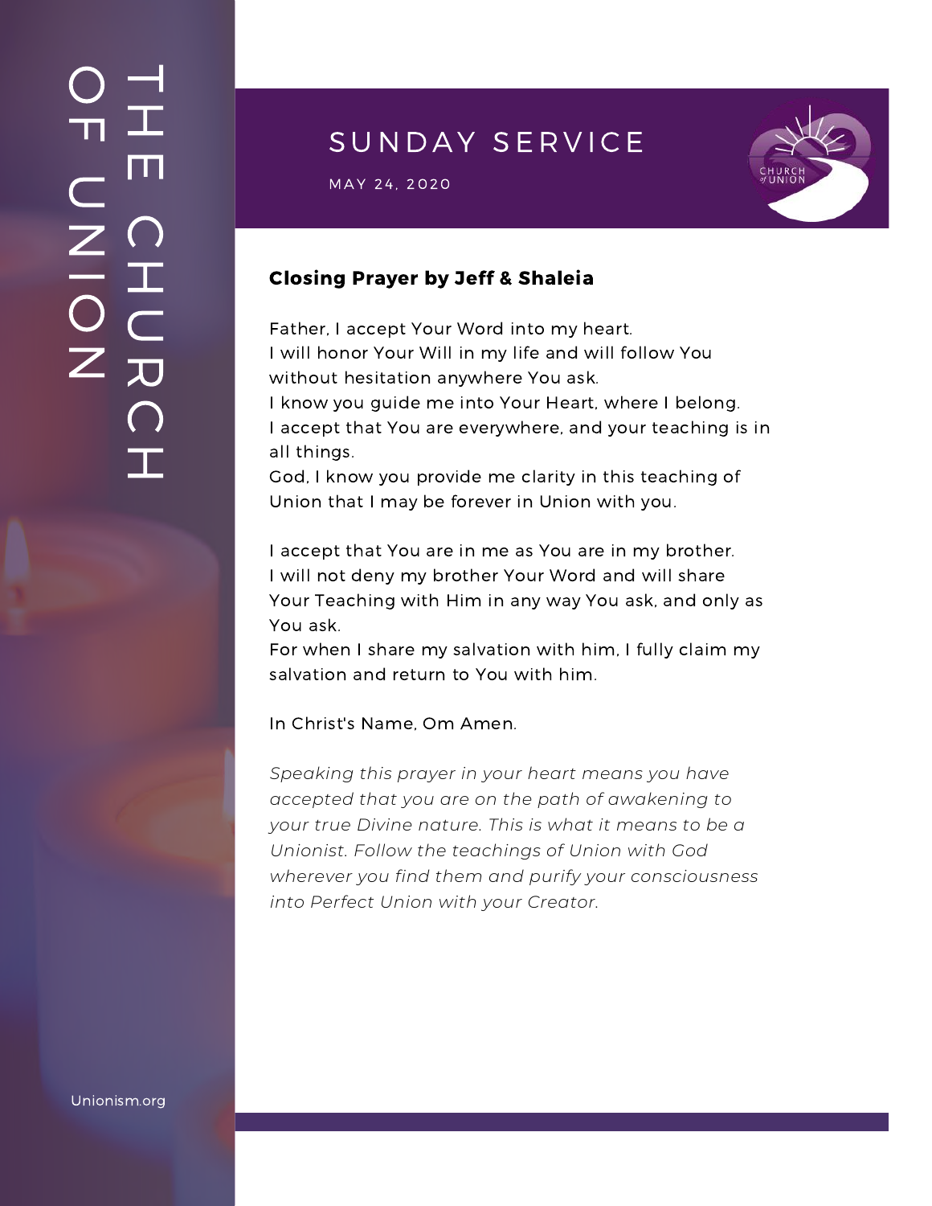# SUNDAY SERVICE

MAY 24, 2020

## Closing Prayer by Jeff & Shaleia

Father, I accept Your Word into my heart.
I will honor Your Will in my life and will follow You without hesitation anywhere You ask.
I know you guide me into Your Heart, where I belong.
I accept that You are everywhere, and your teaching is in all things.
God, I know you provide me clarity in this teaching of Union that I may be forever in Union with you.

I accept that You are in me as You are in my brother.
I will not deny my brother Your Word and will share Your Teaching with Him in any way You ask, and only as You ask.
For when I share my salvation with him, I fully claim my salvation and return to You with him.

In Christ's Name, Om Amen.

*Speaking this prayer in your heart means you have accepted that you are on the path of awakening to your true Divine nature. This is what it means to be a Unionist. Follow the teachings of Union with God wherever you find them and purify your consciousness into Perfect Union with your Creator.*